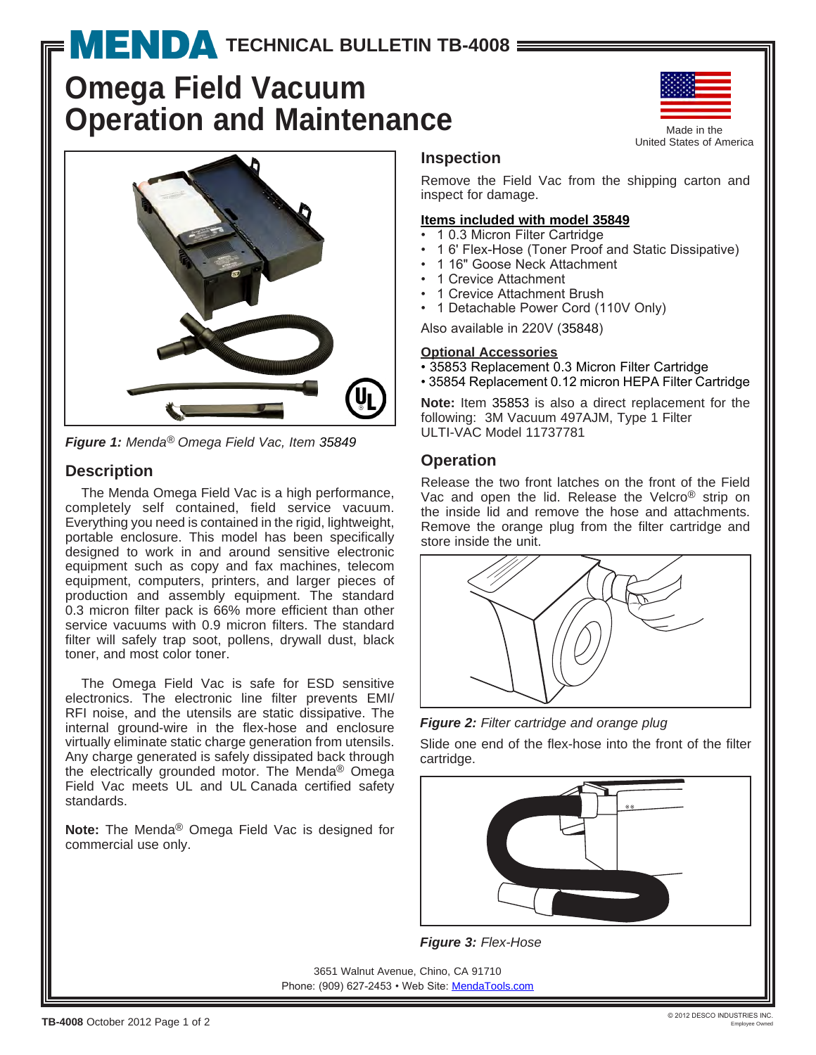# MENDA TECHNICAL BULLETIN TB-4008

# Omega Field Vacuum Operation and Maintenance

Made in the United States of America

*Figure 1: Menda® Omega Field Vac, Item 35849*

## Description

The Menda Omega Field Vac is a high performance, completely self contained, field service vacuum. Everything you need is contained in the rigid, lightweight, portable enclosure. This model has been specifically designed to work in and around sensitive electronic equipment such as copy and fax machines, telecom equipment, computers, printers, and larger pieces of production and assembly equipment. The standard 0.3 micron filter pack is 66% more efficient than other service vacuums with 0.9 micron filters. The standard filter will safely trap soot, pollens, drywall dust, black toner, and most color toner.

The Omega Field Vac is safe for ESD sensitive electronics. The electronic line filter prevents EMI/RFI noise, and the utensils are static dissipative. The internal ground-wire in the flex-hose and enclosure virtually eliminate static charge generation from utensils. Any charge generated is safely dissipated back through the electrically grounded motor. The Menda® Omega Field Vac meets UL and UL Canada certified safety standards.

**Note:** The Menda® Omega Field Vac is designed for commercial use only.

## Inspection

Remove the Field Vac from the shipping carton and inspect for damage.

**Items included with model 35849**

- 1 0.3 Micron Filter Cartridge
- 1 6' Flex-Hose (Toner Proof and Static Dissipative)
- 1 16" Goose Neck Attachment
- 1 Crevice Attachment
- 1 Crevice Attachment Brush
- 1 Detachable Power Cord (110V Only)

Also available in 220V (35848)

**Optional Accessories**

- 35853 Replacement 0.3 Micron Filter Cartridge
- 35854 Replacement 0.12 micron HEPA Filter Cartridge

**Note:** Item 35853 is also a direct replacement for the following: 3M Vacuum 497AJM, Type 1 Filter ULTI-VAC Model 11737781

## Operation

Release the two front latches on the front of the Field Vac and open the lid. Release the Velcro® strip on the inside lid and remove the hose and attachments. Remove the orange plug from the filter cartridge and store inside the unit.

*Figure 2: Filter cartridge and orange plug*

Slide one end of the flex-hose into the front of the filter cartridge.

*Figure 3: Flex-Hose*

3651 Walnut Avenue, Chino, CA 91710
Phone: (909) 627-2453 • Web Site: MendaTools.com

© 2012 DESCO INDUSTRIES INC. Employee Owned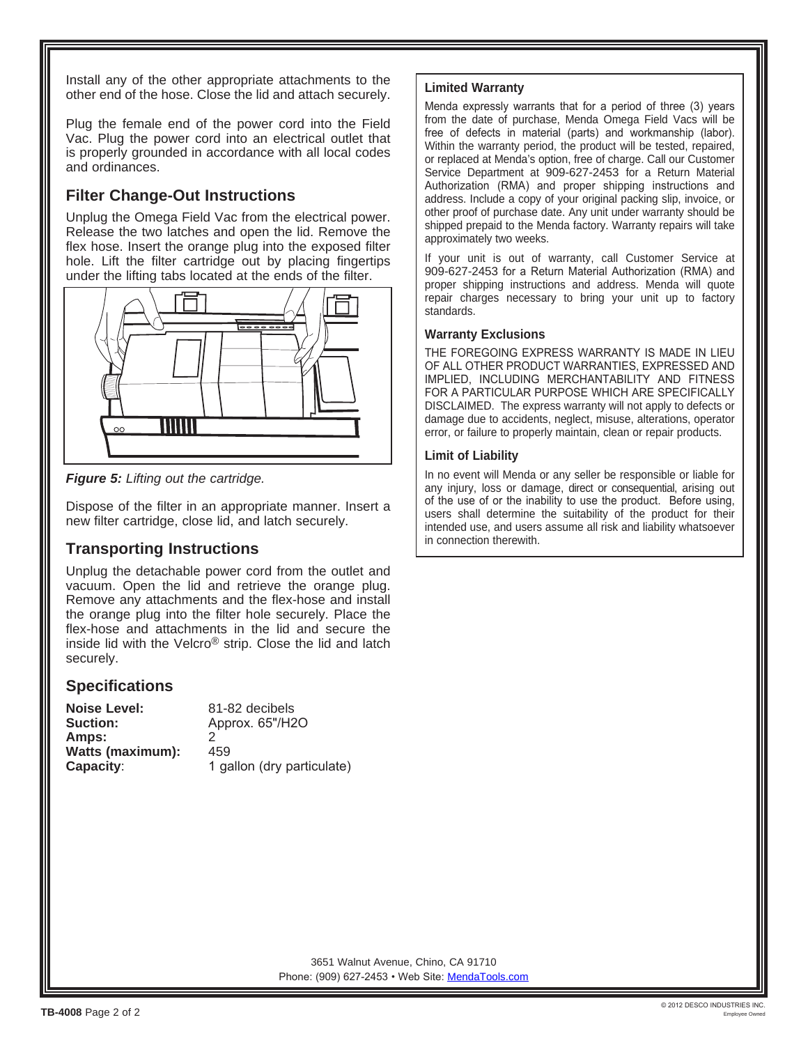Install any of the other appropriate attachments to the other end of the hose. Close the lid and attach securely.

Plug the female end of the power cord into the Field Vac. Plug the power cord into an electrical outlet that is properly grounded in accordance with all local codes and ordinances.

## Filter Change-Out Instructions

Unplug the Omega Field Vac from the electrical power. Release the two latches and open the lid. Remove the flex hose. Insert the orange plug into the exposed filter hole. Lift the filter cartridge out by placing fingertips under the lifting tabs located at the ends of the filter.

***Figure 5:*** *Lifting out the cartridge.*

Dispose of the filter in an appropriate manner. Insert a new filter cartridge, close lid, and latch securely.

## Transporting Instructions

Unplug the detachable power cord from the outlet and vacuum. Open the lid and retrieve the orange plug. Remove any attachments and the flex-hose and install the orange plug into the filter hole securely. Place the flex-hose and attachments in the lid and secure the inside lid with the Velcro® strip. Close the lid and latch securely.

## Specifications

| | |
|---|---|
| **Noise Level:** | 81-82 decibels |
| **Suction:** | Approx. 65"/H2O |
| **Amps:** | 2 |
| **Watts (maximum):** | 459 |
| **Capacity**: | 1 gallon (dry particulate) |

### Limited Warranty

Menda expressly warrants that for a period of three (3) years from the date of purchase, Menda Omega Field Vacs will be free of defects in material (parts) and workmanship (labor). Within the warranty period, the product will be tested, repaired, or replaced at Menda's option, free of charge. Call our Customer Service Department at 909-627-2453 for a Return Material Authorization (RMA) and proper shipping instructions and address. Include a copy of your original packing slip, invoice, or other proof of purchase date. Any unit under warranty should be shipped prepaid to the Menda factory. Warranty repairs will take approximately two weeks.

If your unit is out of warranty, call Customer Service at 909-627-2453 for a Return Material Authorization (RMA) and proper shipping instructions and address. Menda will quote repair charges necessary to bring your unit up to factory standards.

### Warranty Exclusions

THE FOREGOING EXPRESS WARRANTY IS MADE IN LIEU OF ALL OTHER PRODUCT WARRANTIES, EXPRESSED AND IMPLIED, INCLUDING MERCHANTABILITY AND FITNESS FOR A PARTICULAR PURPOSE WHICH ARE SPECIFICALLY DISCLAIMED. The express warranty will not apply to defects or damage due to accidents, neglect, misuse, alterations, operator error, or failure to properly maintain, clean or repair products.

### Limit of Liability

In no event will Menda or any seller be responsible or liable for any injury, loss or damage, direct or consequential, arising out of the use of or the inability to use the product. Before using, users shall determine the suitability of the product for their intended use, and users assume all risk and liability whatsoever in connection therewith.

3651 Walnut Avenue, Chino, CA 91710
Phone: (909) 627-2453 • Web Site: MendaTools.com

**TB-4008**

© 2012 DESCO INDUSTRIES INC.
Employee Owned